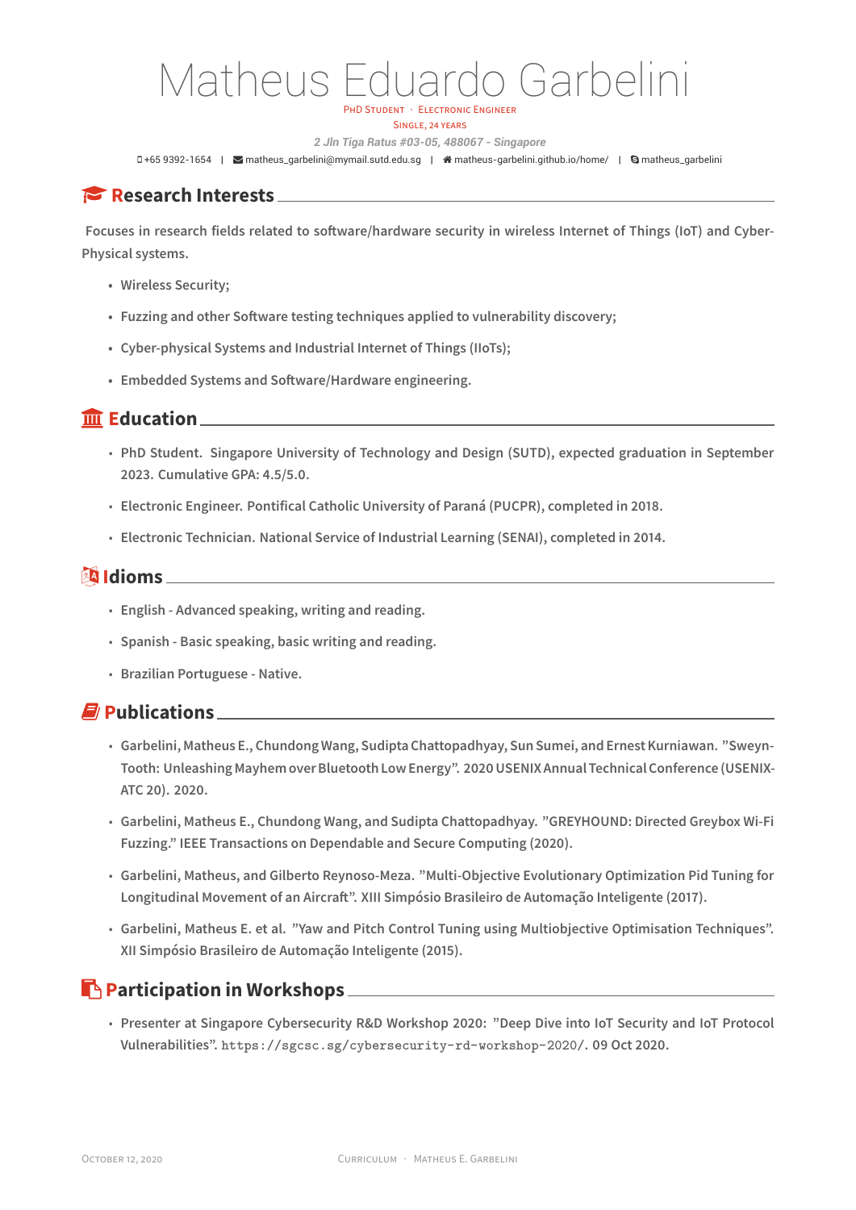# Matheus Eduardo Garbelini

PhD Student · Electronic Engineer

Single, 24 years

*2 Jln Tiga Ratus #03-05, 488067 - Singapore*

+65 9392-1654 | matheus_garbelini@mymail.sutd.edu.sg | matheus-garbelini.github.io/home/ | matheus_garbelini

## Research Interests

Focuses in research fields related to software/hardware security in wireless Internet of Things (IoT) and Cyber-Physical systems.

- Wireless Security;
- Fuzzing and other Software testing techniques applied to vulnerability discovery;
- Cyber-physical Systems and Industrial Internet of Things (IIoTs);
- Embedded Systems and Software/Hardware engineering.

## Education

- PhD Student. Singapore University of Technology and Design (SUTD), expected graduation in September 2023. Cumulative GPA: 4.5/5.0.
- Electronic Engineer. Pontifical Catholic University of Paraná (PUCPR), completed in 2018.
- Electronic Technician. National Service of Industrial Learning (SENAI), completed in 2014.

## Idioms

- English - Advanced speaking, writing and reading.
- Spanish - Basic speaking, basic writing and reading.
- Brazilian Portuguese - Native.

## Publications

- Garbelini, Matheus E., Chundong Wang, Sudipta Chattopadhyay, Sun Sumei, and Ernest Kurniawan. "Sweyn-Tooth: Unleashing Mayhem over Bluetooth Low Energy". 2020 USENIX Annual Technical Conference (USENIX-ATC 20). 2020.
- Garbelini, Matheus E., Chundong Wang, and Sudipta Chattopadhyay. "GREYHOUND: Directed Greybox Wi-Fi Fuzzing." IEEE Transactions on Dependable and Secure Computing (2020).
- Garbelini, Matheus, and Gilberto Reynoso-Meza. "Multi-Objective Evolutionary Optimization Pid Tuning for Longitudinal Movement of an Aircraft". XIII Simpósio Brasileiro de Automação Inteligente (2017).
- Garbelini, Matheus E. et al. "Yaw and Pitch Control Tuning using Multiobjective Optimisation Techniques". XII Simpósio Brasileiro de Automação Inteligente (2015).

## Participation in Workshops

- Presenter at Singapore Cybersecurity R&D Workshop 2020: "Deep Dive into IoT Security and IoT Protocol Vulnerabilities". `https://sgcsc.sg/cybersecurity-rd-workshop-2020/`. 09 Oct 2020.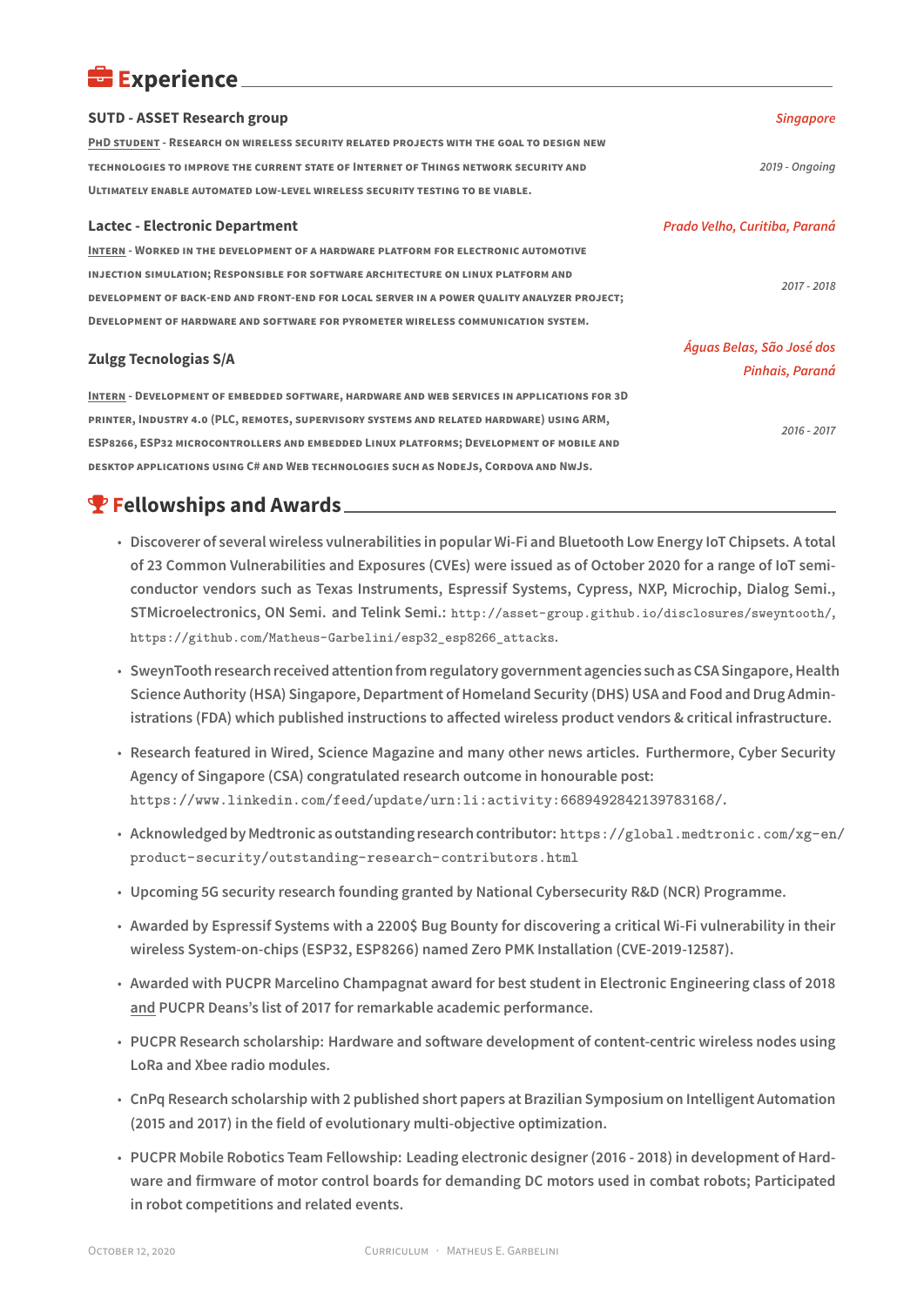## Experience

**SUTD - ASSET Research group** — *Singapore*

PhD student - Research on wireless security related projects with the goal to design new technologies to improve the current state of Internet of Things network security and ultimately enable automated low-level wireless security testing to be viable. — *2019 - Ongoing*

**Lactec - Electronic Department** — *Prado Velho, Curitiba, Paraná*

Intern - Worked in the development of a hardware platform for electronic automotive injection simulation; Responsible for software architecture on Linux platform and development of back-end and front-end for local server in a power quality analyzer project; Development of hardware and software for pyrometer wireless communication system. — *2017 - 2018*

**Zulgg Tecnologias S/A** — *Águas Belas, São José dos Pinhais, Paraná*

Intern - Development of embedded software, hardware and web services in applications for 3D printer, Industry 4.0 (PLC, remotes, supervisory systems and related hardware) using ARM, ESP8266, ESP32 microcontrollers and embedded Linux platforms; Development of mobile and desktop applications using C# and Web technologies such as NodeJs, Cordova and NwJs. — *2016 - 2017*

## Fellowships and Awards

- Discoverer of several wireless vulnerabilities in popular Wi-Fi and Bluetooth Low Energy IoT Chipsets. A total of 23 Common Vulnerabilities and Exposures (CVEs) were issued as of October 2020 for a range of IoT semiconductor vendors such as Texas Instruments, Espressif Systems, Cypress, NXP, Microchip, Dialog Semi., STMicroelectronics, ON Semi. and Telink Semi.: `http://asset-group.github.io/disclosures/sweyntooth/`, `https://github.com/Matheus-Garbelini/esp32_esp8266_attacks`.
- SweynTooth research received attention from regulatory government agencies such as CSA Singapore, Health Science Authority (HSA) Singapore, Department of Homeland Security (DHS) USA and Food and Drug Administrations (FDA) which published instructions to affected wireless product vendors & critical infrastructure.
- Research featured in Wired, Science Magazine and many other news articles. Furthermore, Cyber Security Agency of Singapore (CSA) congratulated research outcome in honourable post: `https://www.linkedin.com/feed/update/urn:li:activity:6689492842139783168/`.
- Acknowledged by Medtronic as outstanding research contributor: `https://global.medtronic.com/xg-en/product-security/outstanding-research-contributors.html`
- Upcoming 5G security research founding granted by National Cybersecurity R&D (NCR) Programme.
- Awarded by Espressif Systems with a 2200$ Bug Bounty for discovering a critical Wi-Fi vulnerability in their wireless System-on-chips (ESP32, ESP8266) named Zero PMK Installation (CVE-2019-12587).
- Awarded with PUCPR Marcelino Champagnat award for best student in Electronic Engineering class of 2018 and PUCPR Deans's list of 2017 for remarkable academic performance.
- PUCPR Research scholarship: Hardware and software development of content-centric wireless nodes using LoRa and Xbee radio modules.
- CnPq Research scholarship with 2 published short papers at Brazilian Symposium on Intelligent Automation (2015 and 2017) in the field of evolutionary multi-objective optimization.
- PUCPR Mobile Robotics Team Fellowship: Leading electronic designer (2016 - 2018) in development of Hardware and firmware of motor control boards for demanding DC motors used in combat robots; Participated in robot competitions and related events.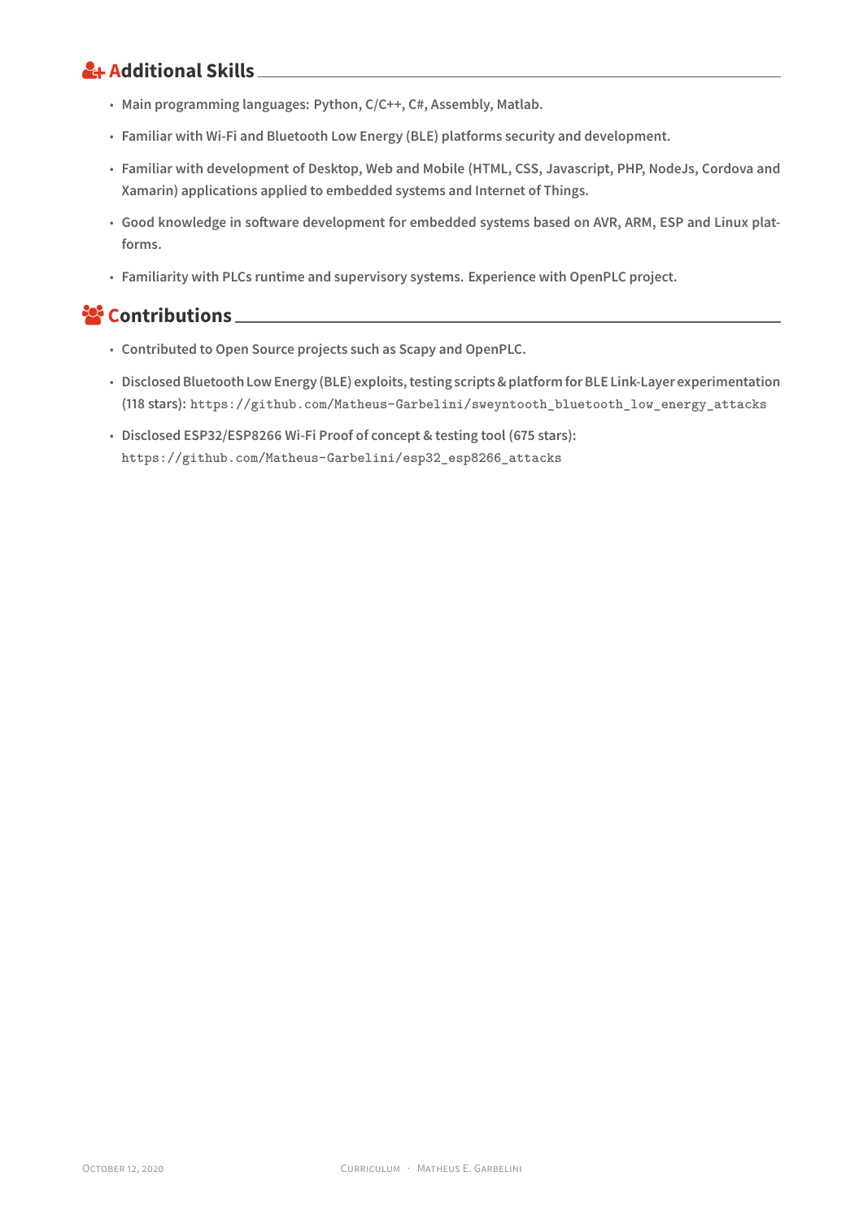## Additional Skills

- Main programming languages: Python, C/C++, C#, Assembly, Matlab.
- Familiar with Wi-Fi and Bluetooth Low Energy (BLE) platforms security and development.
- Familiar with development of Desktop, Web and Mobile (HTML, CSS, Javascript, PHP, NodeJs, Cordova and Xamarin) applications applied to embedded systems and Internet of Things.
- Good knowledge in software development for embedded systems based on AVR, ARM, ESP and Linux platforms.
- Familiarity with PLCs runtime and supervisory systems. Experience with OpenPLC project.

## Contributions

- Contributed to Open Source projects such as Scapy and OpenPLC.
- Disclosed Bluetooth Low Energy (BLE) exploits, testing scripts & platform for BLE Link-Layer experimentation (118 stars): `https://github.com/Matheus-Garbelini/sweyntooth_bluetooth_low_energy_attacks`
- Disclosed ESP32/ESP8266 Wi-Fi Proof of concept & testing tool (675 stars): `https://github.com/Matheus-Garbelini/esp32_esp8266_attacks`